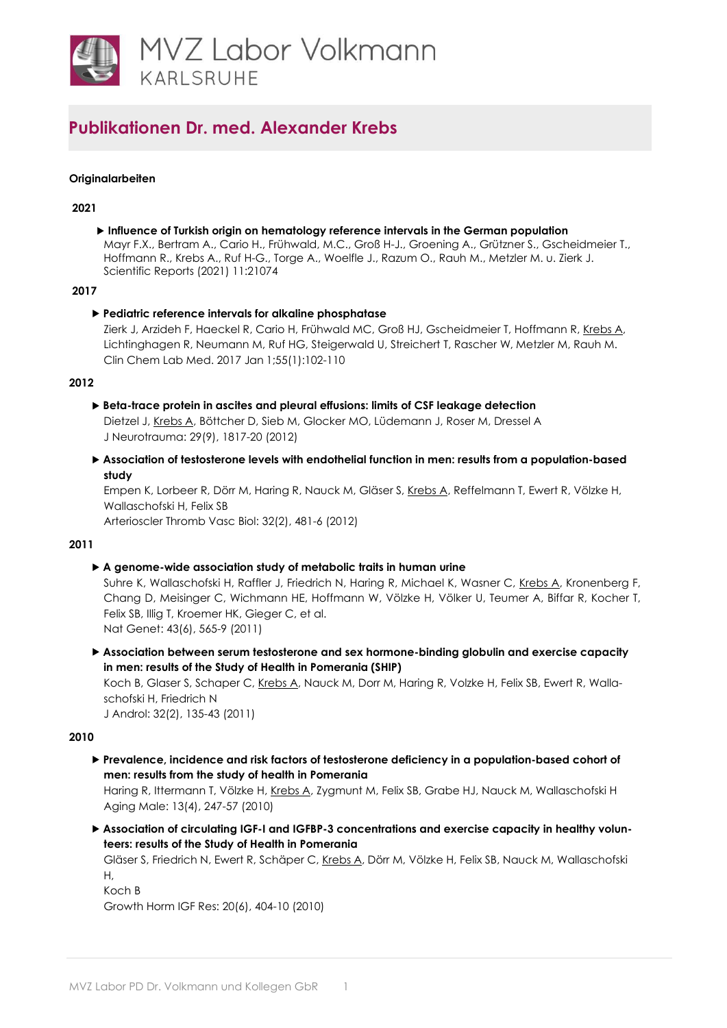# MVZ Labor Volkmann
KARLSRUHE

## Publikationen Dr. med. Alexander Krebs

### Originalarbeiten

#### 2021

- **Influence of Turkish origin on hematology reference intervals in the German population**
  Mayr F.X., Bertram A., Cario H., Frühwald, M.C., Groß H-J., Groening A., Grützner S., Gscheidmeier T., Hoffmann R., Krebs A., Ruf H-G., Torge A., Woelfle J., Razum O., Rauh M., Metzler M. u. Zierk J.
  Scientific Reports (2021) 11:21074

#### 2017

- **Pediatric reference intervals for alkaline phosphatase**
  Zierk J, Arzideh F, Haeckel R, Cario H, Frühwald MC, Groß HJ, Gscheidmeier T, Hoffmann R, Krebs A, Lichtinghagen R, Neumann M, Ruf HG, Steigerwald U, Streichert T, Rascher W, Metzler M, Rauh M.
  Clin Chem Lab Med. 2017 Jan 1;55(1):102-110

#### 2012

- **Beta-trace protein in ascites and pleural effusions: limits of CSF leakage detection**
  Dietzel J, Krebs A, Böttcher D, Sieb M, Glocker MO, Lüdemann J, Roser M, Dressel A
  J Neurotrauma: 29(9), 1817-20 (2012)

- **Association of testosterone levels with endothelial function in men: results from a population-based study**
  Empen K, Lorbeer R, Dörr M, Haring R, Nauck M, Gläser S, Krebs A, Reffelmann T, Ewert R, Völzke H, Wallaschofski H, Felix SB
  Arterioscler Thromb Vasc Biol: 32(2), 481-6 (2012)

#### 2011

- **A genome-wide association study of metabolic traits in human urine**
  Suhre K, Wallaschofski H, Raffler J, Friedrich N, Haring R, Michael K, Wasner C, Krebs A, Kronenberg F, Chang D, Meisinger C, Wichmann HE, Hoffmann W, Völzke H, Völker U, Teumer A, Biffar R, Kocher T, Felix SB, Illig T, Kroemer HK, Gieger C, et al.
  Nat Genet: 43(6), 565-9 (2011)

- **Association between serum testosterone and sex hormone-binding globulin and exercise capacity in men: results of the Study of Health in Pomerania (SHIP)**
  Koch B, Glaser S, Schaper C, Krebs A, Nauck M, Dorr M, Haring R, Volzke H, Felix SB, Ewert R, Wallaschofski H, Friedrich N
  J Androl: 32(2), 135-43 (2011)

#### 2010

- **Prevalence, incidence and risk factors of testosterone deficiency in a population-based cohort of men: results from the study of health in Pomerania**
  Haring R, Ittermann T, Völzke H, Krebs A, Zygmunt M, Felix SB, Grabe HJ, Nauck M, Wallaschofski H
  Aging Male: 13(4), 247-57 (2010)

- **Association of circulating IGF-I and IGFBP-3 concentrations and exercise capacity in healthy volunteers: results of the Study of Health in Pomerania**
  Gläser S, Friedrich N, Ewert R, Schäper C, Krebs A, Dörr M, Völzke H, Felix SB, Nauck M, Wallaschofski H,
  Koch B
  Growth Horm IGF Res: 20(6), 404-10 (2010)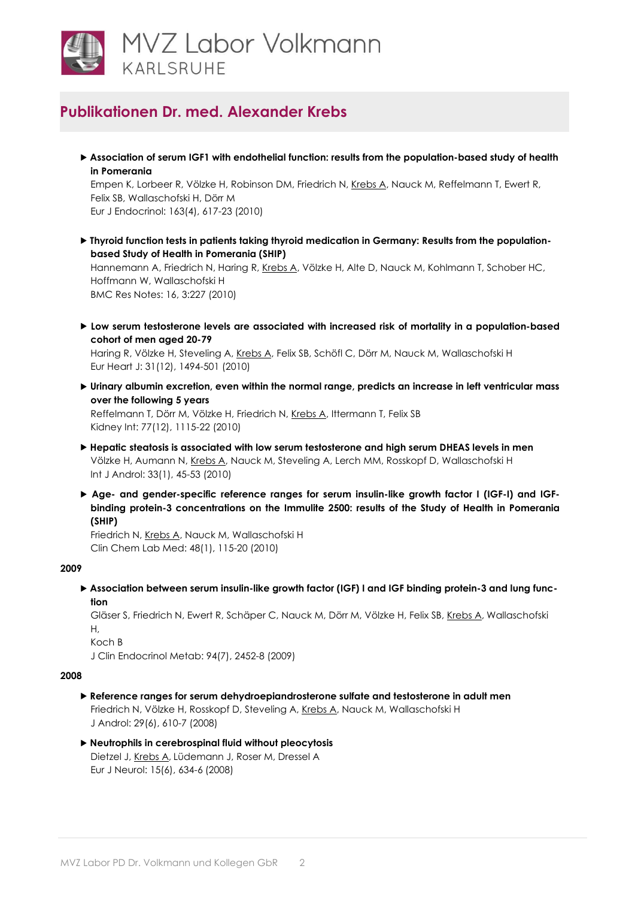## Publikationen Dr. med. Alexander Krebs

- **Association of serum IGF1 with endothelial function: results from the population-based study of health in Pomerania**
  Empen K, Lorbeer R, Völzke H, Robinson DM, Friedrich N, Krebs A, Nauck M, Reffelmann T, Ewert R, Felix SB, Wallaschofski H, Dörr M
  Eur J Endocrinol: 163(4), 617-23 (2010)

- **Thyroid function tests in patients taking thyroid medication in Germany: Results from the population-based Study of Health in Pomerania (SHIP)**
  Hannemann A, Friedrich N, Haring R, Krebs A, Völzke H, Alte D, Nauck M, Kohlmann T, Schober HC, Hoffmann W, Wallaschofski H
  BMC Res Notes: 16, 3:227 (2010)

- **Low serum testosterone levels are associated with increased risk of mortality in a population-based cohort of men aged 20-79**
  Haring R, Völzke H, Steveling A, Krebs A, Felix SB, Schöfl C, Dörr M, Nauck M, Wallaschofski H
  Eur Heart J: 31(12), 1494-501 (2010)

- **Urinary albumin excretion, even within the normal range, predicts an increase in left ventricular mass over the following 5 years**
  Reffelmann T, Dörr M, Völzke H, Friedrich N, Krebs A, Ittermann T, Felix SB
  Kidney Int: 77(12), 1115-22 (2010)

- **Hepatic steatosis is associated with low serum testosterone and high serum DHEAS levels in men**
  Völzke H, Aumann N, Krebs A, Nauck M, Steveling A, Lerch MM, Rosskopf D, Wallaschofski H
  Int J Androl: 33(1), 45-53 (2010)

- **Age- and gender-specific reference ranges for serum insulin-like growth factor I (IGF-I) and IGF-binding protein-3 concentrations on the Immulite 2500: results of the Study of Health in Pomerania (SHIP)**
  Friedrich N, Krebs A, Nauck M, Wallaschofski H
  Clin Chem Lab Med: 48(1), 115-20 (2010)

**2009**

- **Association between serum insulin-like growth factor (IGF) I and IGF binding protein-3 and lung function**
  Gläser S, Friedrich N, Ewert R, Schäper C, Nauck M, Dörr M, Völzke H, Felix SB, Krebs A, Wallaschofski H,
  Koch B
  J Clin Endocrinol Metab: 94(7), 2452-8 (2009)

**2008**

- **Reference ranges for serum dehydroepiandrosterone sulfate and testosterone in adult men**
  Friedrich N, Völzke H, Rosskopf D, Steveling A, Krebs A, Nauck M, Wallaschofski H
  J Androl: 29(6), 610-7 (2008)

- **Neutrophils in cerebrospinal fluid without pleocytosis**
  Dietzel J, Krebs A, Lüdemann J, Roser M, Dressel A
  Eur J Neurol: 15(6), 634-6 (2008)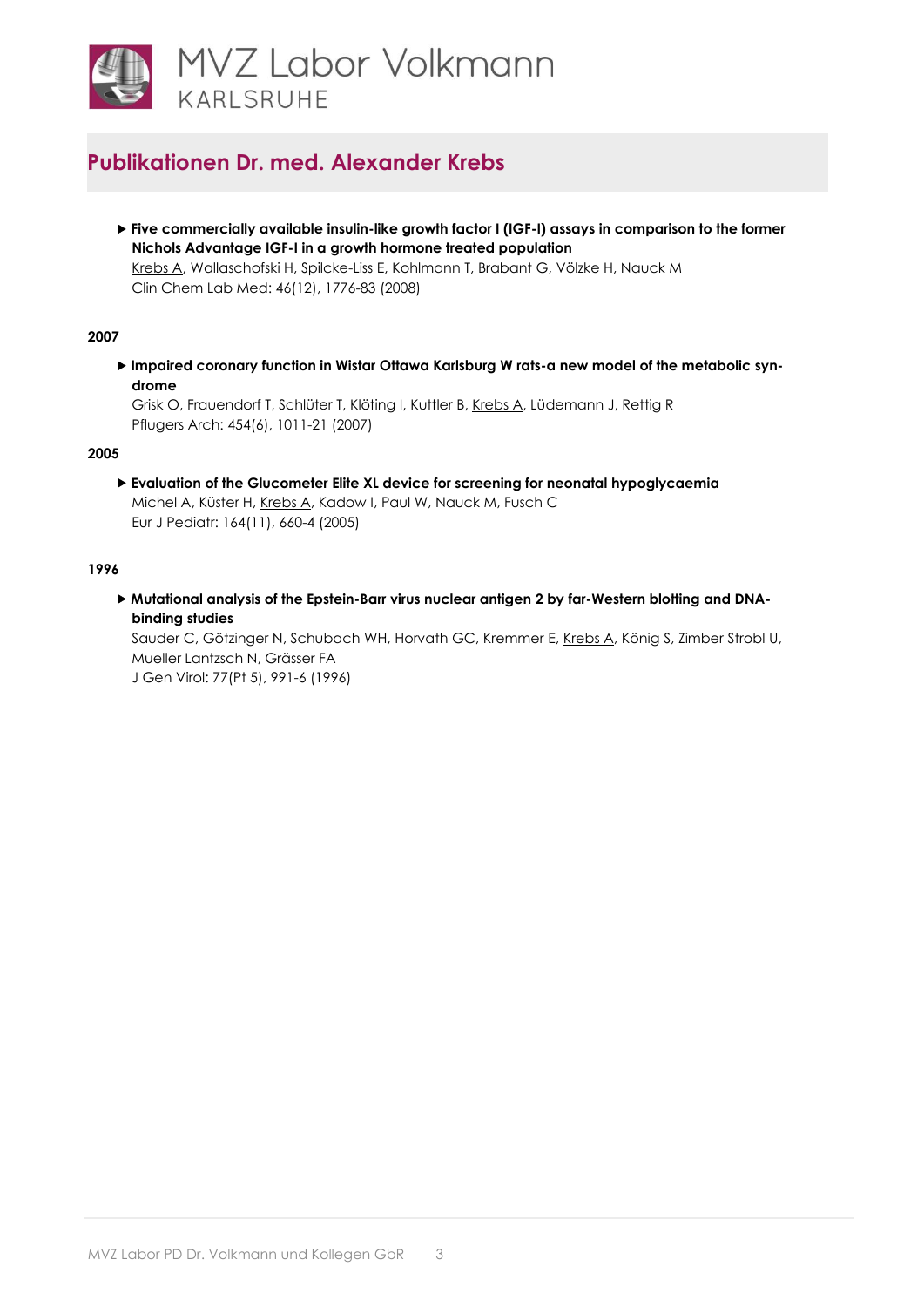# MVZ Labor Volkmann
KARLSRUHE

## Publikationen Dr. med. Alexander Krebs

- **Five commercially available insulin-like growth factor I (IGF-I) assays in comparison to the former Nichols Advantage IGF-I in a growth hormone treated population**
  Krebs A, Wallaschofski H, Spilcke-Liss E, Kohlmann T, Brabant G, Völzke H, Nauck M
  Clin Chem Lab Med: 46(12), 1776-83 (2008)

**2007**

- **Impaired coronary function in Wistar Ottawa Karlsburg W rats-a new model of the metabolic syndrome**
  Grisk O, Frauendorf T, Schlüter T, Klöting I, Kuttler B, Krebs A, Lüdemann J, Rettig R
  Pflugers Arch: 454(6), 1011-21 (2007)

**2005**

- **Evaluation of the Glucometer Elite XL device for screening for neonatal hypoglycaemia**
  Michel A, Küster H, Krebs A, Kadow I, Paul W, Nauck M, Fusch C
  Eur J Pediatr: 164(11), 660-4 (2005)

**1996**

- **Mutational analysis of the Epstein-Barr virus nuclear antigen 2 by far-Western blotting and DNA-binding studies**
  Sauder C, Götzinger N, Schubach WH, Horvath GC, Kremmer E, Krebs A, König S, Zimber Strobl U, Mueller Lantzsch N, Grässer FA
  J Gen Virol: 77(Pt 5), 991-6 (1996)